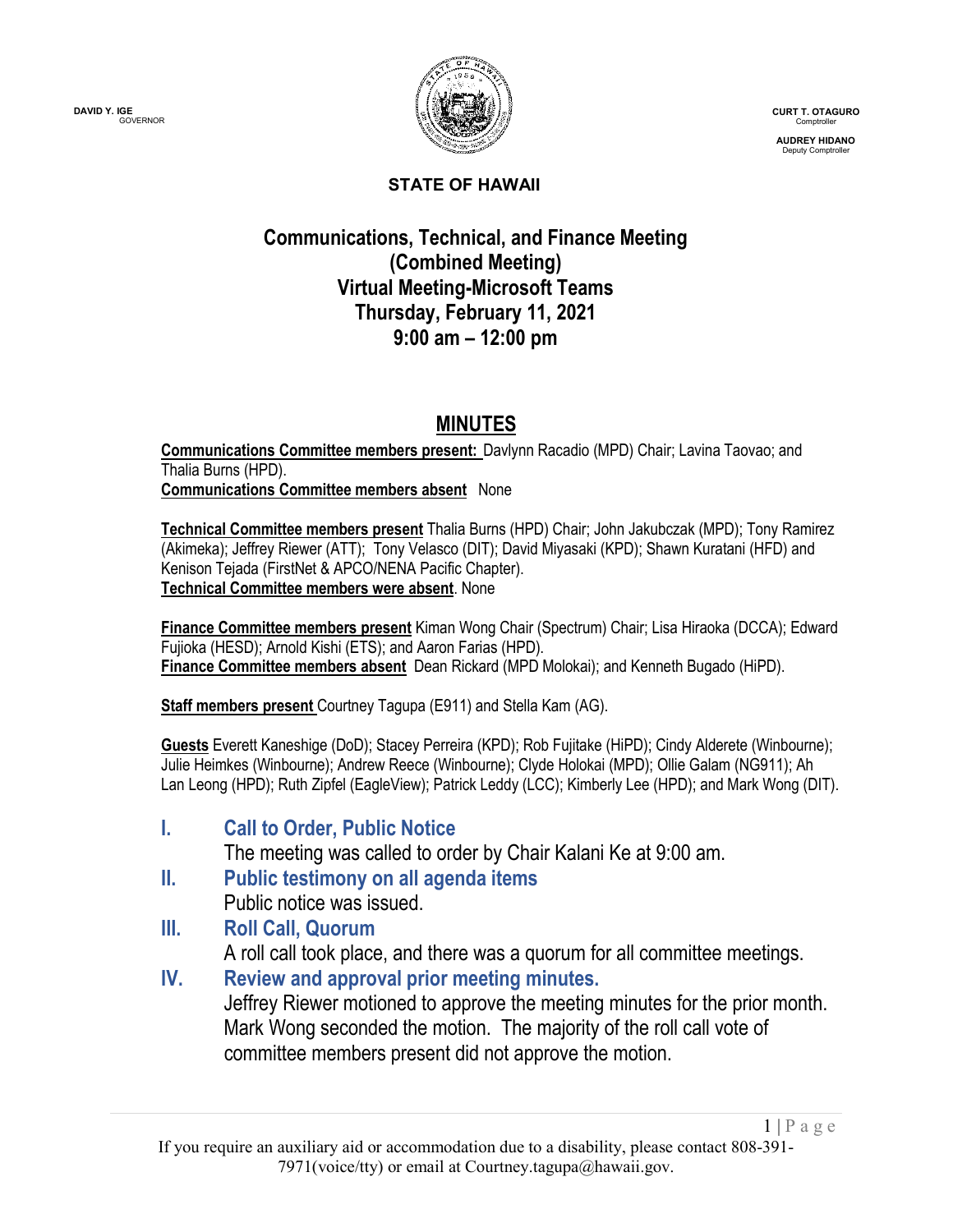DAVID Y. IGE
GOVERNOR

CURT T. OTAGURO
Comptroller

AUDREY HIDANO
Deputy Comptroller

**STATE OF HAWAII**

# Communications, Technical, and Finance Meeting (Combined Meeting) Virtual Meeting-Microsoft Teams Thursday, February 11, 2021 9:00 am – 12:00 pm

## MINUTES

**Communications Committee members present:** Davlynn Racadio (MPD) Chair; Lavina Taovao; and Thalia Burns (HPD).
**Communications Committee members absent** None

**Technical Committee members present** Thalia Burns (HPD) Chair; John Jakubczak (MPD); Tony Ramirez (Akimeka); Jeffrey Riewer (ATT); Tony Velasco (DIT); David Miyasaki (KPD); Shawn Kuratani (HFD) and Kenison Tejada (FirstNet & APCO/NENA Pacific Chapter).
**Technical Committee members were absent**. None

**Finance Committee members present** Kiman Wong Chair (Spectrum) Chair; Lisa Hiraoka (DCCA); Edward Fujioka (HESD); Arnold Kishi (ETS); and Aaron Farias (HPD).
**Finance Committee members absent** Dean Rickard (MPD Molokai); and Kenneth Bugado (HiPD).

**Staff members present** Courtney Tagupa (E911) and Stella Kam (AG).

**Guests** Everett Kaneshige (DoD); Stacey Perreira (KPD); Rob Fujitake (HiPD); Cindy Alderete (Winbourne); Julie Heimkes (Winbourne); Andrew Reece (Winbourne); Clyde Holokai (MPD); Ollie Galam (NG911); Ah Lan Leong (HPD); Ruth Zipfel (EagleView); Patrick Leddy (LCC); Kimberly Lee (HPD); and Mark Wong (DIT).

### I. Call to Order, Public Notice

The meeting was called to order by Chair Kalani Ke at 9:00 am.

### II. Public testimony on all agenda items

Public notice was issued.

### III. Roll Call, Quorum

A roll call took place, and there was a quorum for all committee meetings.

### IV. Review and approval prior meeting minutes.

Jeffrey Riewer motioned to approve the meeting minutes for the prior month. Mark Wong seconded the motion. The majority of the roll call vote of committee members present did not approve the motion.

If you require an auxiliary aid or accommodation due to a disability, please contact 808-391-7971(voice/tty) or email at Courtney.tagupa@hawaii.gov.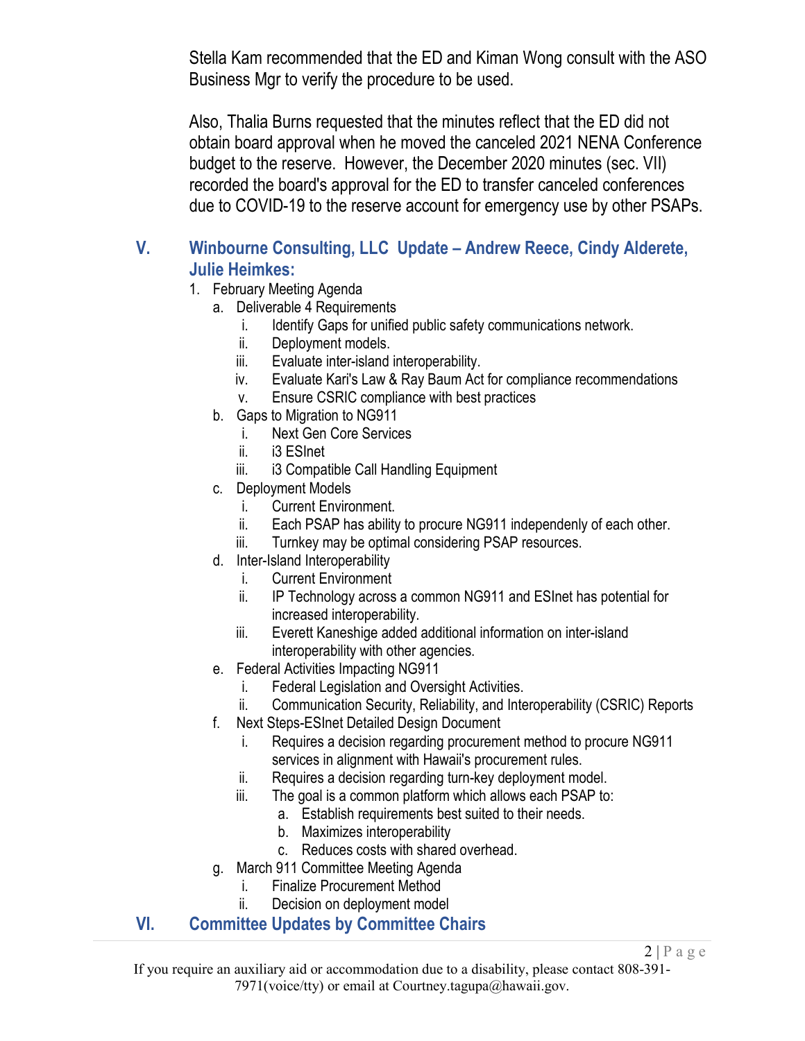Stella Kam recommended that the ED and Kiman Wong consult with the ASO Business Mgr to verify the procedure to be used.

Also, Thalia Burns requested that the minutes reflect that the ED did not obtain board approval when he moved the canceled 2021 NENA Conference budget to the reserve. However, the December 2020 minutes (sec. VII) recorded the board's approval for the ED to transfer canceled conferences due to COVID-19 to the reserve account for emergency use by other PSAPs.

## V. Winbourne Consulting, LLC Update – Andrew Reece, Cindy Alderete, Julie Heimkes:

1. February Meeting Agenda
   a. Deliverable 4 Requirements
      i. Identify Gaps for unified public safety communications network.
      ii. Deployment models.
      iii. Evaluate inter-island interoperability.
      iv. Evaluate Kari's Law & Ray Baum Act for compliance recommendations
      v. Ensure CSRIC compliance with best practices
   b. Gaps to Migration to NG911
      i. Next Gen Core Services
      ii. i3 ESInet
      iii. i3 Compatible Call Handling Equipment
   c. Deployment Models
      i. Current Environment.
      ii. Each PSAP has ability to procure NG911 independenly of each other.
      iii. Turnkey may be optimal considering PSAP resources.
   d. Inter-Island Interoperability
      i. Current Environment
      ii. IP Technology across a common NG911 and ESInet has potential for increased interoperability.
      iii. Everett Kaneshige added additional information on inter-island interoperability with other agencies.
   e. Federal Activities Impacting NG911
      i. Federal Legislation and Oversight Activities.
      ii. Communication Security, Reliability, and Interoperability (CSRIC) Reports
   f. Next Steps-ESInet Detailed Design Document
      i. Requires a decision regarding procurement method to procure NG911 services in alignment with Hawaii's procurement rules.
      ii. Requires a decision regarding turn-key deployment model.
      iii. The goal is a common platform which allows each PSAP to:
         a. Establish requirements best suited to their needs.
         b. Maximizes interoperability
         c. Reduces costs with shared overhead.
   g. March 911 Committee Meeting Agenda
      i. Finalize Procurement Method
      ii. Decision on deployment model

## VI. Committee Updates by Committee Chairs

If you require an auxiliary aid or accommodation due to a disability, please contact 808-391-7971(voice/tty) or email at Courtney.tagupa@hawaii.gov.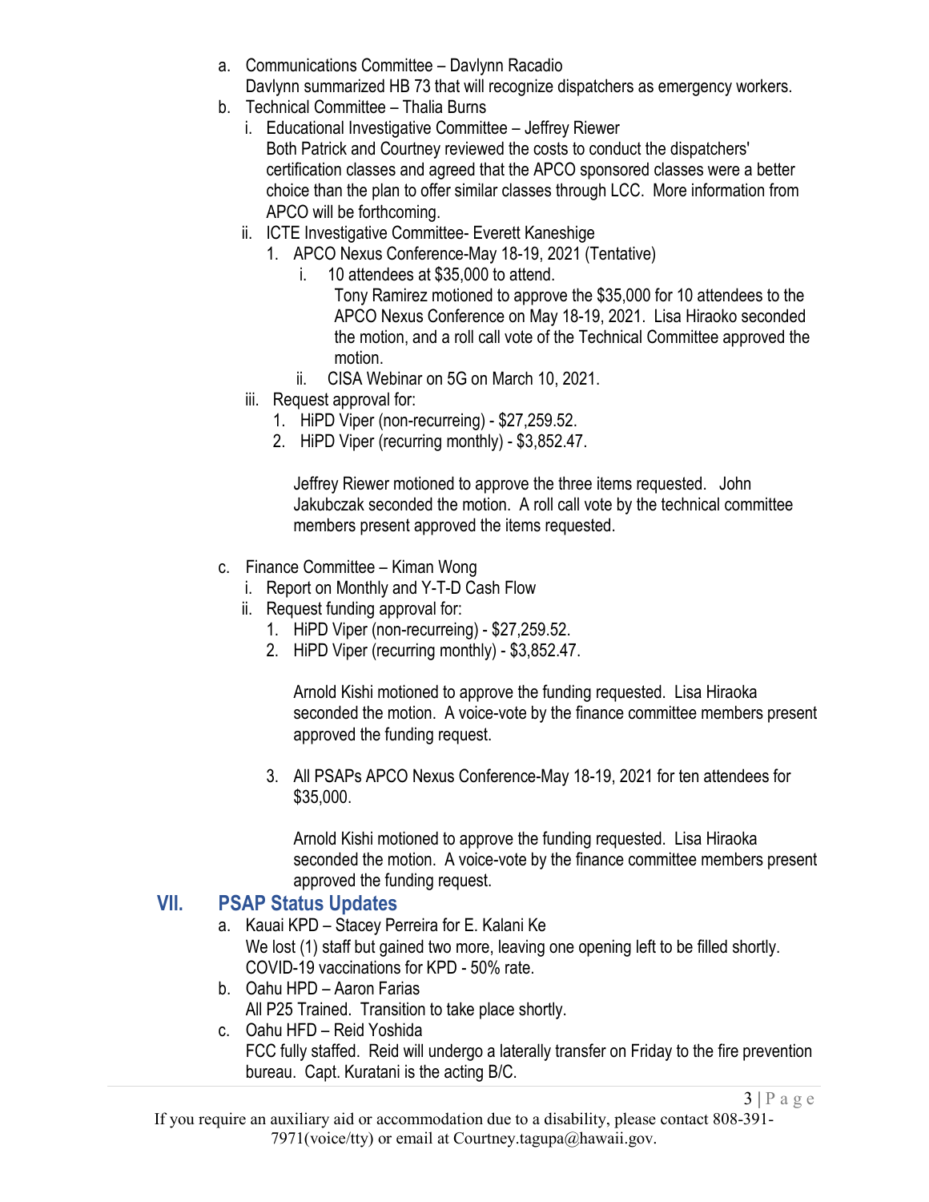a. Communications Committee – Davlynn Racadio
   Davlynn summarized HB 73 that will recognize dispatchers as emergency workers.
b. Technical Committee – Thalia Burns
   i. Educational Investigative Committee – Jeffrey Riewer
      Both Patrick and Courtney reviewed the costs to conduct the dispatchers' certification classes and agreed that the APCO sponsored classes were a better choice than the plan to offer similar classes through LCC. More information from APCO will be forthcoming.
   ii. ICTE Investigative Committee- Everett Kaneshige
      1. APCO Nexus Conference-May 18-19, 2021 (Tentative)
         i. 10 attendees at $35,000 to attend.
            Tony Ramirez motioned to approve the $35,000 for 10 attendees to the APCO Nexus Conference on May 18-19, 2021. Lisa Hiraoko seconded the motion, and a roll call vote of the Technical Committee approved the motion.
         ii. CISA Webinar on 5G on March 10, 2021.
   iii. Request approval for:
      1. HiPD Viper (non-recurreing) - $27,259.52.
      2. HiPD Viper (recurring monthly) - $3,852.47.

      Jeffrey Riewer motioned to approve the three items requested. John Jakubczak seconded the motion. A roll call vote by the technical committee members present approved the items requested.

c. Finance Committee – Kiman Wong
   i. Report on Monthly and Y-T-D Cash Flow
   ii. Request funding approval for:
      1. HiPD Viper (non-recurreing) - $27,259.52.
      2. HiPD Viper (recurring monthly) - $3,852.47.

      Arnold Kishi motioned to approve the funding requested. Lisa Hiraoka seconded the motion. A voice-vote by the finance committee members present approved the funding request.

      3. All PSAPs APCO Nexus Conference-May 18-19, 2021 for ten attendees for $35,000.

      Arnold Kishi motioned to approve the funding requested. Lisa Hiraoka seconded the motion. A voice-vote by the finance committee members present approved the funding request.

## VII. PSAP Status Updates

a. Kauai KPD – Stacey Perreira for E. Kalani Ke
   We lost (1) staff but gained two more, leaving one opening left to be filled shortly. COVID-19 vaccinations for KPD - 50% rate.
b. Oahu HPD – Aaron Farias
   All P25 Trained. Transition to take place shortly.
c. Oahu HFD – Reid Yoshida
   FCC fully staffed. Reid will undergo a laterally transfer on Friday to the fire prevention bureau. Capt. Kuratani is the acting B/C.

If you require an auxiliary aid or accommodation due to a disability, please contact 808-391-7971(voice/tty) or email at Courtney.tagupa@hawaii.gov.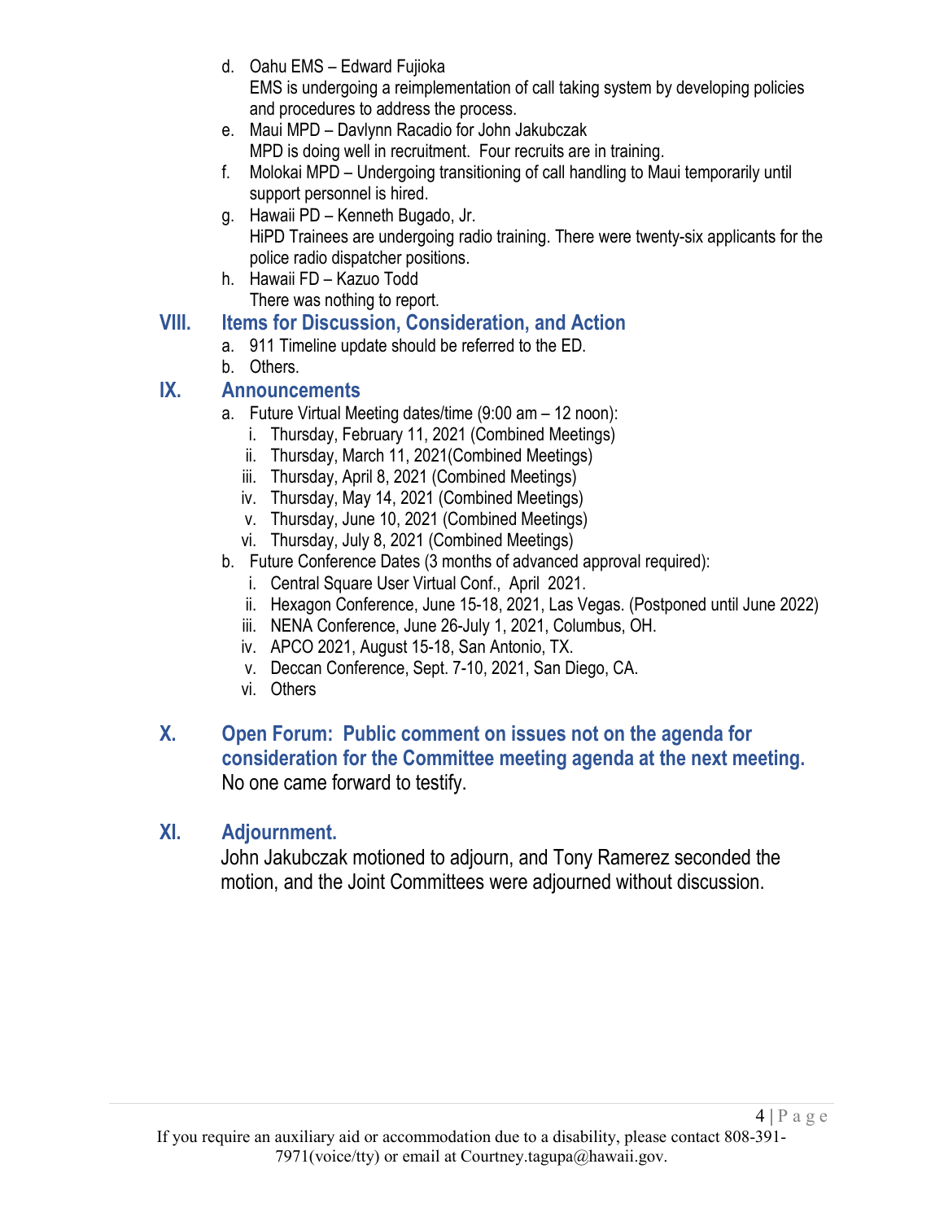d. Oahu EMS – Edward Fujioka
   EMS is undergoing a reimplementation of call taking system by developing policies and procedures to address the process.
e. Maui MPD – Davlynn Racadio for John Jakubczak
   MPD is doing well in recruitment. Four recruits are in training.
f. Molokai MPD – Undergoing transitioning of call handling to Maui temporarily until support personnel is hired.
g. Hawaii PD – Kenneth Bugado, Jr.
   HiPD Trainees are undergoing radio training. There were twenty-six applicants for the police radio dispatcher positions.
h. Hawaii FD – Kazuo Todd
   There was nothing to report.

## VIII. Items for Discussion, Consideration, and Action

a. 911 Timeline update should be referred to the ED.
b. Others.

## IX. Announcements

a. Future Virtual Meeting dates/time (9:00 am – 12 noon):
   i. Thursday, February 11, 2021 (Combined Meetings)
   ii. Thursday, March 11, 2021(Combined Meetings)
   iii. Thursday, April 8, 2021 (Combined Meetings)
   iv. Thursday, May 14, 2021 (Combined Meetings)
   v. Thursday, June 10, 2021 (Combined Meetings)
   vi. Thursday, July 8, 2021 (Combined Meetings)
b. Future Conference Dates (3 months of advanced approval required):
   i. Central Square User Virtual Conf., April 2021.
   ii. Hexagon Conference, June 15-18, 2021, Las Vegas. (Postponed until June 2022)
   iii. NENA Conference, June 26-July 1, 2021, Columbus, OH.
   iv. APCO 2021, August 15-18, San Antonio, TX.
   v. Deccan Conference, Sept. 7-10, 2021, San Diego, CA.
   vi. Others

## X. Open Forum: Public comment on issues not on the agenda for consideration for the Committee meeting agenda at the next meeting.

No one came forward to testify.

## XI. Adjournment.

John Jakubczak motioned to adjourn, and Tony Ramerez seconded the motion, and the Joint Committees were adjourned without discussion.

If you require an auxiliary aid or accommodation due to a disability, please contact 808-391-7971(voice/tty) or email at Courtney.tagupa@hawaii.gov.